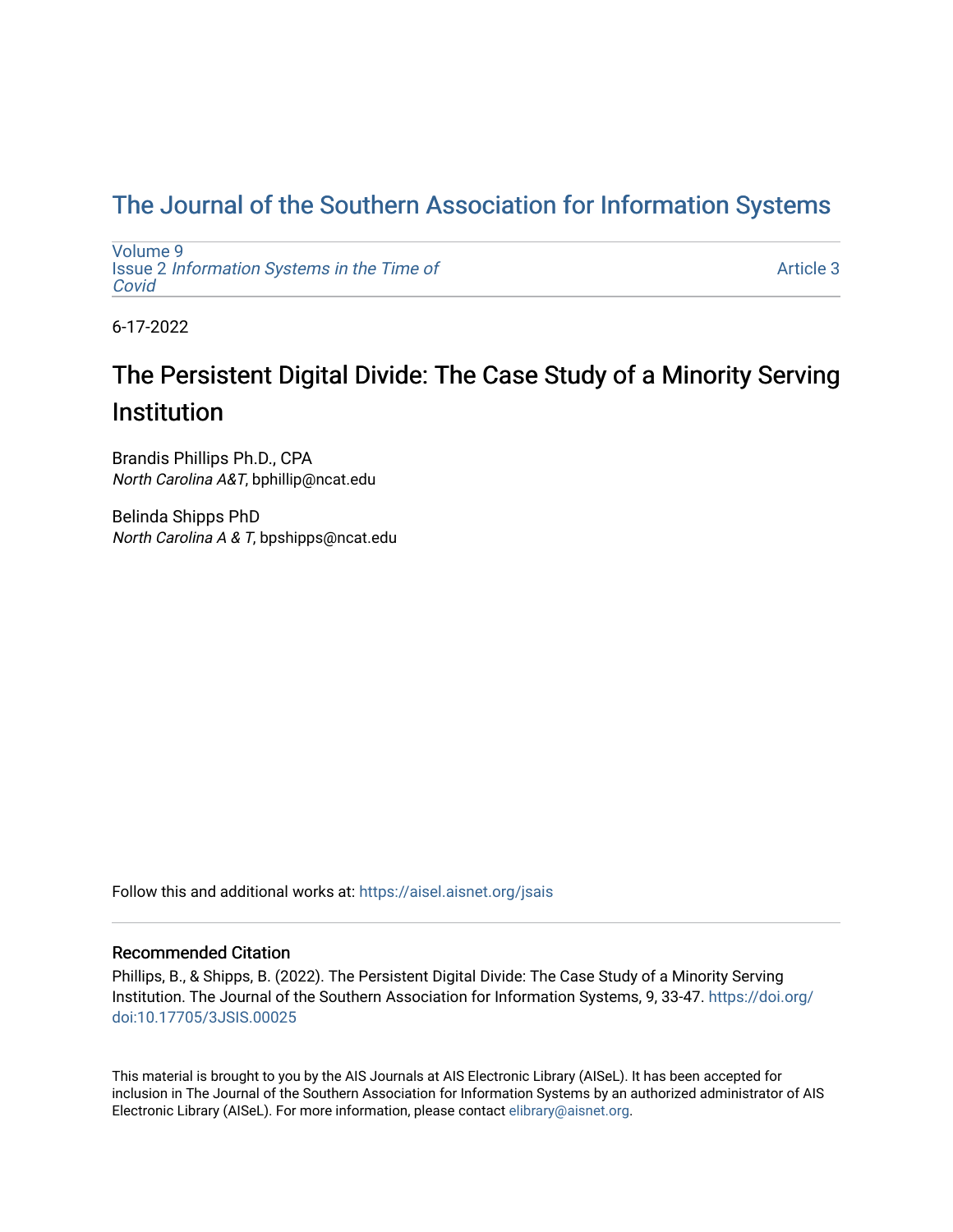# The Journal of the Southern Association for Information Systems

Volume 9
Issue 2 *Information Systems in the Time of Covid*

Article 3

6-17-2022

## The Persistent Digital Divide: The Case Study of a Minority Serving Institution

Brandis Phillips Ph.D., CPA
*North Carolina A&T*, bphillip@ncat.edu

Belinda Shipps PhD
*North Carolina A & T*, bpshipps@ncat.edu

Follow this and additional works at: https://aisel.aisnet.org/jsais

### Recommended Citation

Phillips, B., & Shipps, B. (2022). The Persistent Digital Divide: The Case Study of a Minority Serving Institution. The Journal of the Southern Association for Information Systems, 9, 33-47. https://doi.org/doi:10.17705/3JSIS.00025

This material is brought to you by the AIS Journals at AIS Electronic Library (AISeL). It has been accepted for inclusion in The Journal of the Southern Association for Information Systems by an authorized administrator of AIS Electronic Library (AISeL). For more information, please contact elibrary@aisnet.org.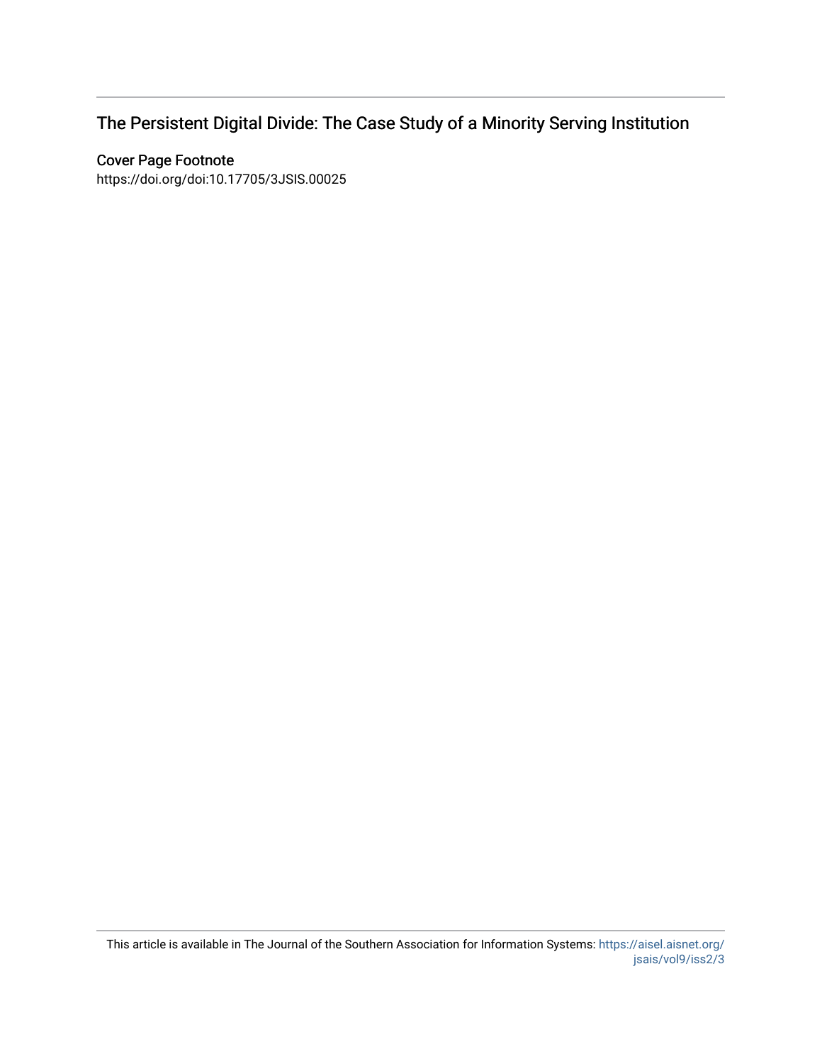## The Persistent Digital Divide: The Case Study of a Minority Serving Institution

### Cover Page Footnote

https://doi.org/doi:10.17705/3JSIS.00025

This article is available in The Journal of the Southern Association for Information Systems: https://aisel.aisnet.org/jsais/vol9/iss2/3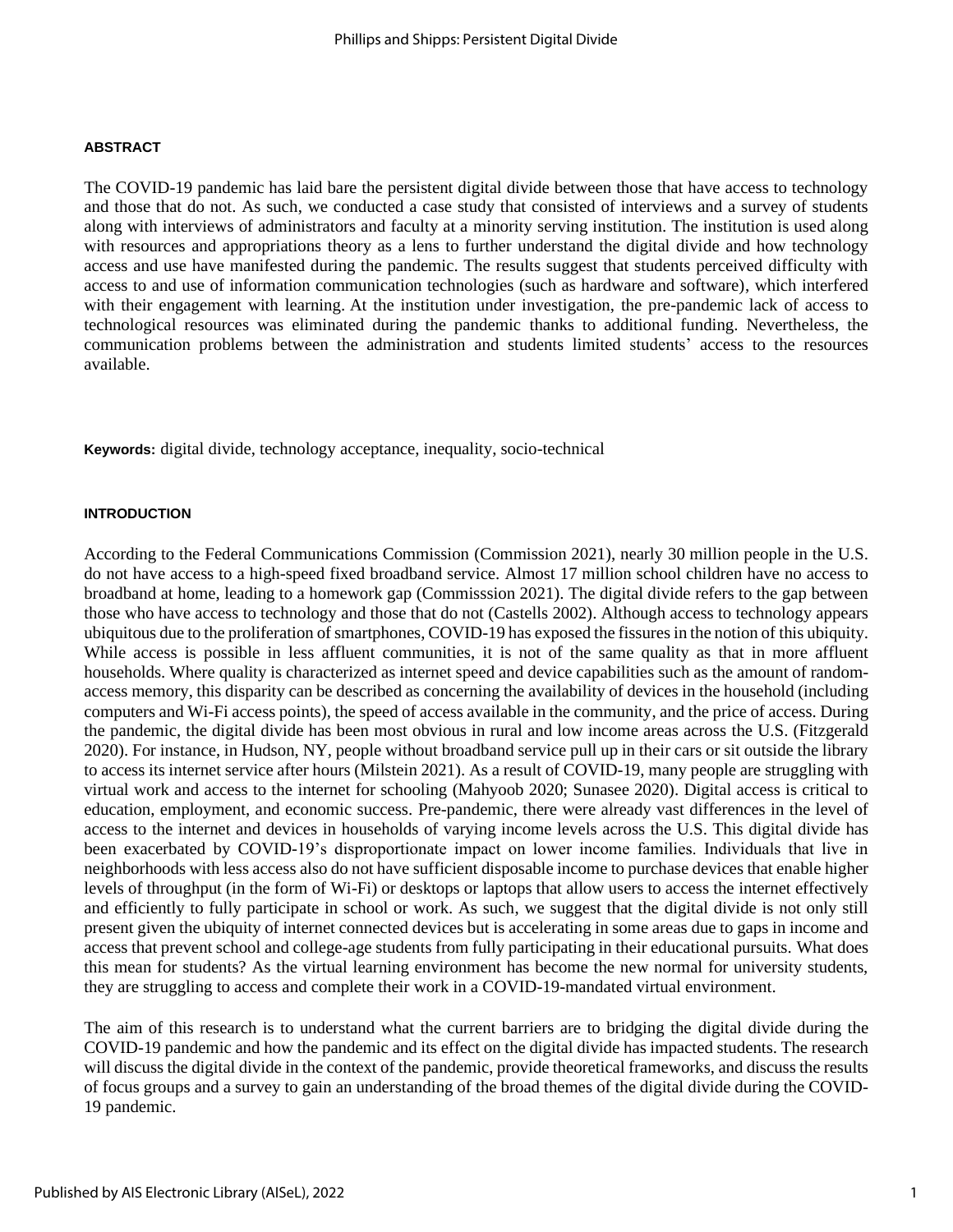## ABSTRACT

The COVID-19 pandemic has laid bare the persistent digital divide between those that have access to technology and those that do not. As such, we conducted a case study that consisted of interviews and a survey of students along with interviews of administrators and faculty at a minority serving institution. The institution is used along with resources and appropriations theory as a lens to further understand the digital divide and how technology access and use have manifested during the pandemic. The results suggest that students perceived difficulty with access to and use of information communication technologies (such as hardware and software), which interfered with their engagement with learning. At the institution under investigation, the pre-pandemic lack of access to technological resources was eliminated during the pandemic thanks to additional funding. Nevertheless, the communication problems between the administration and students limited students' access to the resources available.

**Keywords:** digital divide, technology acceptance, inequality, socio-technical

## INTRODUCTION

According to the Federal Communications Commission (Commission 2021), nearly 30 million people in the U.S. do not have access to a high-speed fixed broadband service. Almost 17 million school children have no access to broadband at home, leading to a homework gap (Commisssion 2021). The digital divide refers to the gap between those who have access to technology and those that do not (Castells 2002). Although access to technology appears ubiquitous due to the proliferation of smartphones, COVID-19 has exposed the fissures in the notion of this ubiquity. While access is possible in less affluent communities, it is not of the same quality as that in more affluent households. Where quality is characterized as internet speed and device capabilities such as the amount of random-access memory, this disparity can be described as concerning the availability of devices in the household (including computers and Wi-Fi access points), the speed of access available in the community, and the price of access. During the pandemic, the digital divide has been most obvious in rural and low income areas across the U.S. (Fitzgerald 2020). For instance, in Hudson, NY, people without broadband service pull up in their cars or sit outside the library to access its internet service after hours (Milstein 2021). As a result of COVID-19, many people are struggling with virtual work and access to the internet for schooling (Mahyoob 2020; Sunasee 2020). Digital access is critical to education, employment, and economic success. Pre-pandemic, there were already vast differences in the level of access to the internet and devices in households of varying income levels across the U.S. This digital divide has been exacerbated by COVID-19's disproportionate impact on lower income families. Individuals that live in neighborhoods with less access also do not have sufficient disposable income to purchase devices that enable higher levels of throughput (in the form of Wi-Fi) or desktops or laptops that allow users to access the internet effectively and efficiently to fully participate in school or work. As such, we suggest that the digital divide is not only still present given the ubiquity of internet connected devices but is accelerating in some areas due to gaps in income and access that prevent school and college-age students from fully participating in their educational pursuits. What does this mean for students? As the virtual learning environment has become the new normal for university students, they are struggling to access and complete their work in a COVID-19-mandated virtual environment.

The aim of this research is to understand what the current barriers are to bridging the digital divide during the COVID-19 pandemic and how the pandemic and its effect on the digital divide has impacted students. The research will discuss the digital divide in the context of the pandemic, provide theoretical frameworks, and discuss the results of focus groups and a survey to gain an understanding of the broad themes of the digital divide during the COVID-19 pandemic.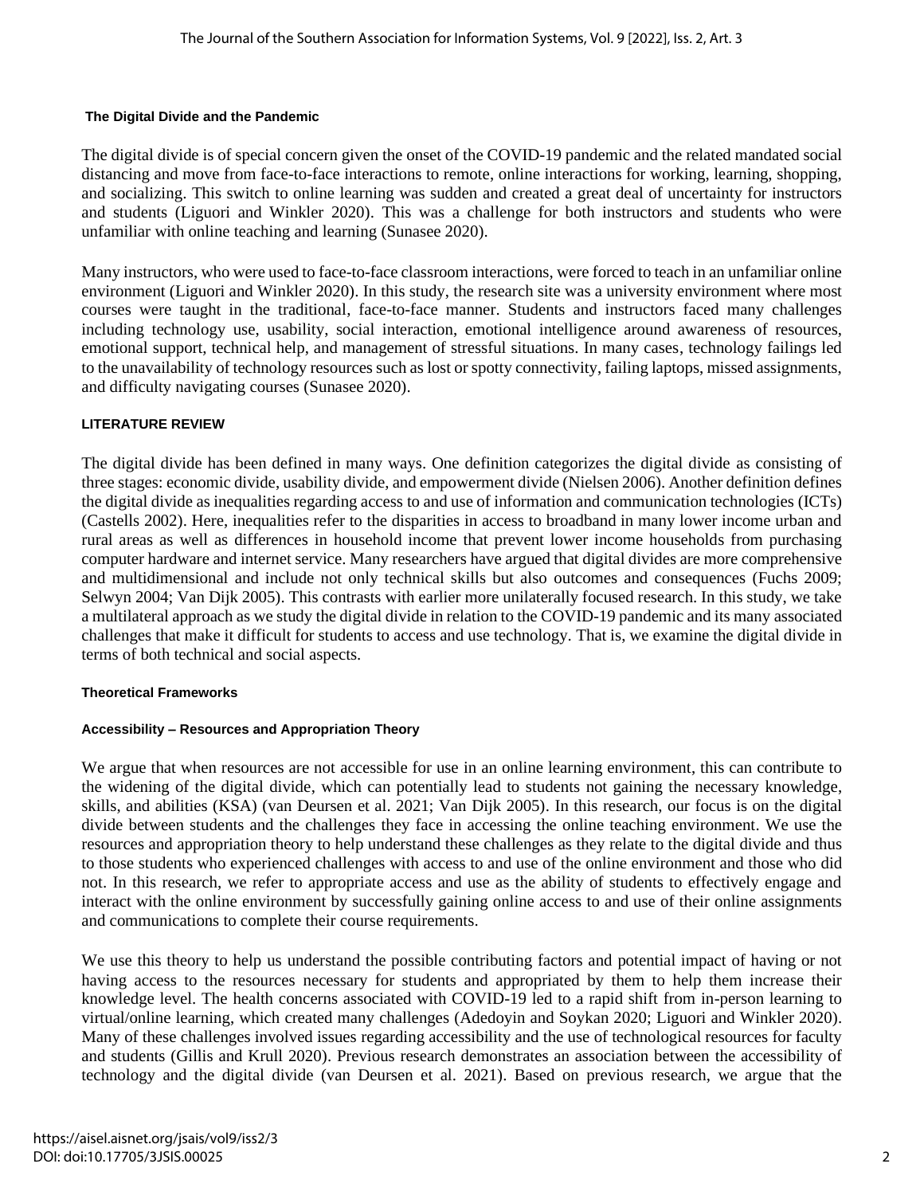### The Digital Divide and the Pandemic

The digital divide is of special concern given the onset of the COVID-19 pandemic and the related mandated social distancing and move from face-to-face interactions to remote, online interactions for working, learning, shopping, and socializing. This switch to online learning was sudden and created a great deal of uncertainty for instructors and students (Liguori and Winkler 2020). This was a challenge for both instructors and students who were unfamiliar with online teaching and learning (Sunasee 2020).

Many instructors, who were used to face-to-face classroom interactions, were forced to teach in an unfamiliar online environment (Liguori and Winkler 2020). In this study, the research site was a university environment where most courses were taught in the traditional, face-to-face manner. Students and instructors faced many challenges including technology use, usability, social interaction, emotional intelligence around awareness of resources, emotional support, technical help, and management of stressful situations. In many cases, technology failings led to the unavailability of technology resources such as lost or spotty connectivity, failing laptops, missed assignments, and difficulty navigating courses (Sunasee 2020).

## LITERATURE REVIEW

The digital divide has been defined in many ways. One definition categorizes the digital divide as consisting of three stages: economic divide, usability divide, and empowerment divide (Nielsen 2006). Another definition defines the digital divide as inequalities regarding access to and use of information and communication technologies (ICTs) (Castells 2002). Here, inequalities refer to the disparities in access to broadband in many lower income urban and rural areas as well as differences in household income that prevent lower income households from purchasing computer hardware and internet service. Many researchers have argued that digital divides are more comprehensive and multidimensional and include not only technical skills but also outcomes and consequences (Fuchs 2009; Selwyn 2004; Van Dijk 2005). This contrasts with earlier more unilaterally focused research. In this study, we take a multilateral approach as we study the digital divide in relation to the COVID-19 pandemic and its many associated challenges that make it difficult for students to access and use technology. That is, we examine the digital divide in terms of both technical and social aspects.

### Theoretical Frameworks

#### Accessibility – Resources and Appropriation Theory

We argue that when resources are not accessible for use in an online learning environment, this can contribute to the widening of the digital divide, which can potentially lead to students not gaining the necessary knowledge, skills, and abilities (KSA) (van Deursen et al. 2021; Van Dijk 2005). In this research, our focus is on the digital divide between students and the challenges they face in accessing the online teaching environment. We use the resources and appropriation theory to help understand these challenges as they relate to the digital divide and thus to those students who experienced challenges with access to and use of the online environment and those who did not. In this research, we refer to appropriate access and use as the ability of students to effectively engage and interact with the online environment by successfully gaining online access to and use of their online assignments and communications to complete their course requirements.

We use this theory to help us understand the possible contributing factors and potential impact of having or not having access to the resources necessary for students and appropriated by them to help them increase their knowledge level. The health concerns associated with COVID-19 led to a rapid shift from in-person learning to virtual/online learning, which created many challenges (Adedoyin and Soykan 2020; Liguori and Winkler 2020). Many of these challenges involved issues regarding accessibility and the use of technological resources for faculty and students (Gillis and Krull 2020). Previous research demonstrates an association between the accessibility of technology and the digital divide (van Deursen et al. 2021). Based on previous research, we argue that the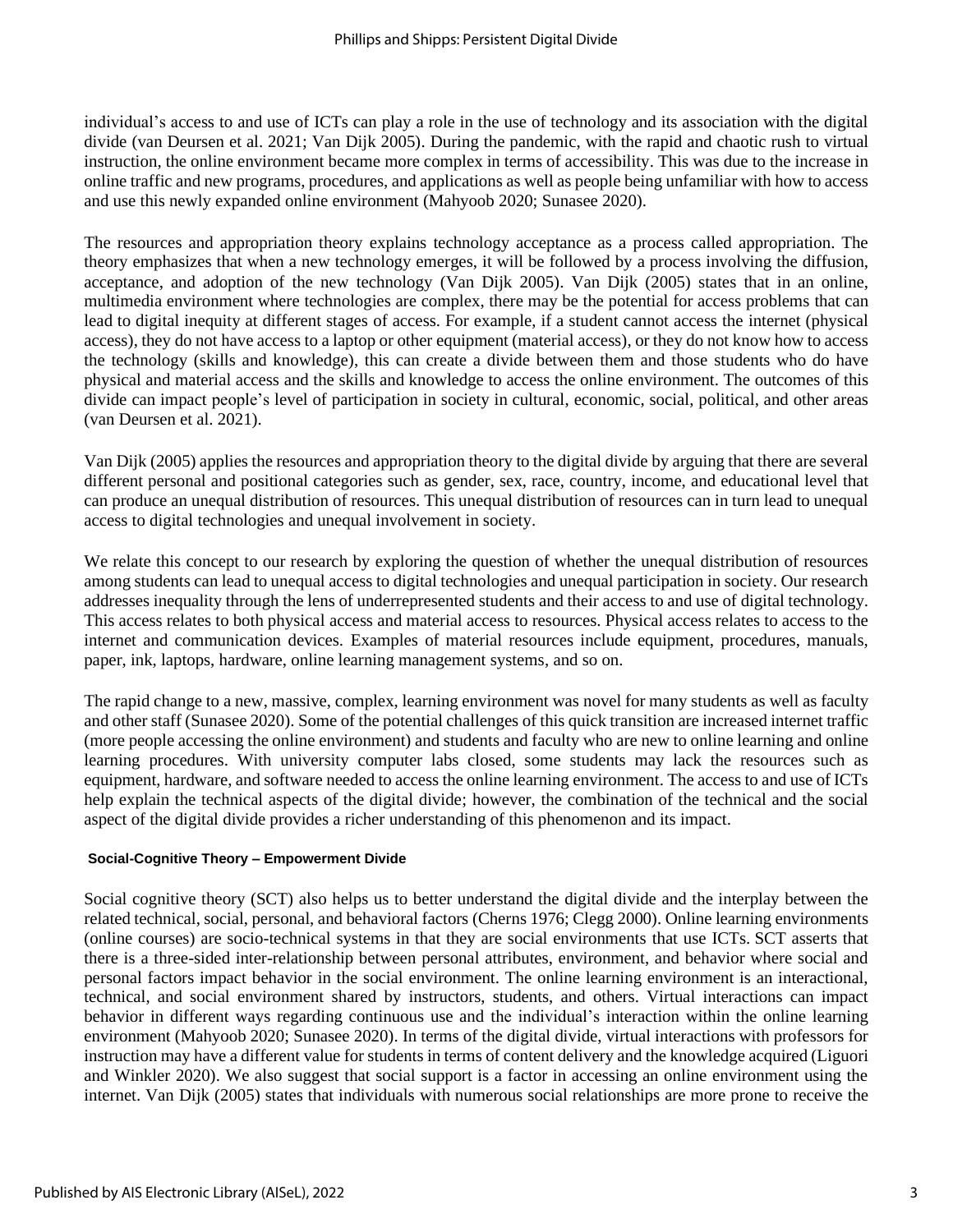individual's access to and use of ICTs can play a role in the use of technology and its association with the digital divide (van Deursen et al. 2021; Van Dijk 2005). During the pandemic, with the rapid and chaotic rush to virtual instruction, the online environment became more complex in terms of accessibility. This was due to the increase in online traffic and new programs, procedures, and applications as well as people being unfamiliar with how to access and use this newly expanded online environment (Mahyoob 2020; Sunasee 2020).

The resources and appropriation theory explains technology acceptance as a process called appropriation. The theory emphasizes that when a new technology emerges, it will be followed by a process involving the diffusion, acceptance, and adoption of the new technology (Van Dijk 2005). Van Dijk (2005) states that in an online, multimedia environment where technologies are complex, there may be the potential for access problems that can lead to digital inequity at different stages of access. For example, if a student cannot access the internet (physical access), they do not have access to a laptop or other equipment (material access), or they do not know how to access the technology (skills and knowledge), this can create a divide between them and those students who do have physical and material access and the skills and knowledge to access the online environment. The outcomes of this divide can impact people's level of participation in society in cultural, economic, social, political, and other areas (van Deursen et al. 2021).

Van Dijk (2005) applies the resources and appropriation theory to the digital divide by arguing that there are several different personal and positional categories such as gender, sex, race, country, income, and educational level that can produce an unequal distribution of resources. This unequal distribution of resources can in turn lead to unequal access to digital technologies and unequal involvement in society.

We relate this concept to our research by exploring the question of whether the unequal distribution of resources among students can lead to unequal access to digital technologies and unequal participation in society. Our research addresses inequality through the lens of underrepresented students and their access to and use of digital technology. This access relates to both physical access and material access to resources. Physical access relates to access to the internet and communication devices. Examples of material resources include equipment, procedures, manuals, paper, ink, laptops, hardware, online learning management systems, and so on.

The rapid change to a new, massive, complex, learning environment was novel for many students as well as faculty and other staff (Sunasee 2020). Some of the potential challenges of this quick transition are increased internet traffic (more people accessing the online environment) and students and faculty who are new to online learning and online learning procedures. With university computer labs closed, some students may lack the resources such as equipment, hardware, and software needed to access the online learning environment. The access to and use of ICTs help explain the technical aspects of the digital divide; however, the combination of the technical and the social aspect of the digital divide provides a richer understanding of this phenomenon and its impact.

#### Social-Cognitive Theory – Empowerment Divide

Social cognitive theory (SCT) also helps us to better understand the digital divide and the interplay between the related technical, social, personal, and behavioral factors (Cherns 1976; Clegg 2000). Online learning environments (online courses) are socio-technical systems in that they are social environments that use ICTs. SCT asserts that there is a three-sided inter-relationship between personal attributes, environment, and behavior where social and personal factors impact behavior in the social environment. The online learning environment is an interactional, technical, and social environment shared by instructors, students, and others. Virtual interactions can impact behavior in different ways regarding continuous use and the individual's interaction within the online learning environment (Mahyoob 2020; Sunasee 2020). In terms of the digital divide, virtual interactions with professors for instruction may have a different value for students in terms of content delivery and the knowledge acquired (Liguori and Winkler 2020). We also suggest that social support is a factor in accessing an online environment using the internet. Van Dijk (2005) states that individuals with numerous social relationships are more prone to receive the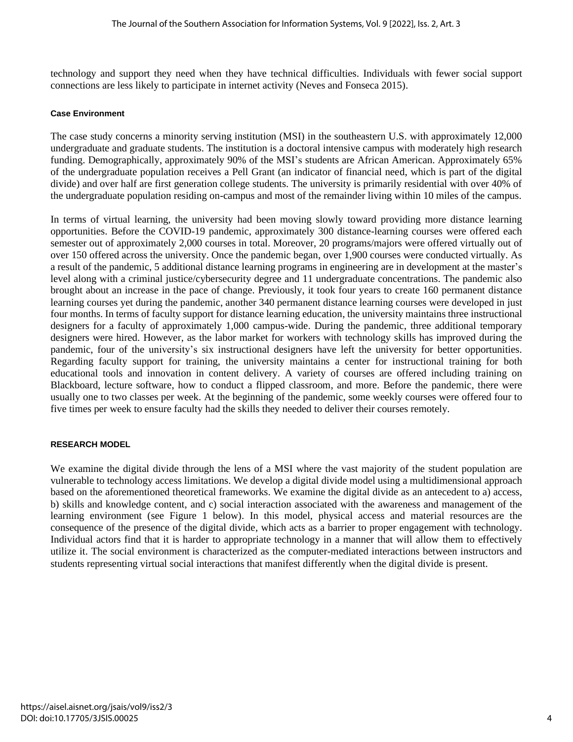technology and support they need when they have technical difficulties. Individuals with fewer social support connections are less likely to participate in internet activity (Neves and Fonseca 2015).

#### Case Environment

The case study concerns a minority serving institution (MSI) in the southeastern U.S. with approximately 12,000 undergraduate and graduate students. The institution is a doctoral intensive campus with moderately high research funding. Demographically, approximately 90% of the MSI's students are African American. Approximately 65% of the undergraduate population receives a Pell Grant (an indicator of financial need, which is part of the digital divide) and over half are first generation college students. The university is primarily residential with over 40% of the undergraduate population residing on-campus and most of the remainder living within 10 miles of the campus.

In terms of virtual learning, the university had been moving slowly toward providing more distance learning opportunities. Before the COVID-19 pandemic, approximately 300 distance-learning courses were offered each semester out of approximately 2,000 courses in total. Moreover, 20 programs/majors were offered virtually out of over 150 offered across the university. Once the pandemic began, over 1,900 courses were conducted virtually. As a result of the pandemic, 5 additional distance learning programs in engineering are in development at the master's level along with a criminal justice/cybersecurity degree and 11 undergraduate concentrations. The pandemic also brought about an increase in the pace of change. Previously, it took four years to create 160 permanent distance learning courses yet during the pandemic, another 340 permanent distance learning courses were developed in just four months. In terms of faculty support for distance learning education, the university maintains three instructional designers for a faculty of approximately 1,000 campus-wide. During the pandemic, three additional temporary designers were hired. However, as the labor market for workers with technology skills has improved during the pandemic, four of the university's six instructional designers have left the university for better opportunities. Regarding faculty support for training, the university maintains a center for instructional training for both educational tools and innovation in content delivery. A variety of courses are offered including training on Blackboard, lecture software, how to conduct a flipped classroom, and more. Before the pandemic, there were usually one to two classes per week. At the beginning of the pandemic, some weekly courses were offered four to five times per week to ensure faculty had the skills they needed to deliver their courses remotely.

### RESEARCH MODEL

We examine the digital divide through the lens of a MSI where the vast majority of the student population are vulnerable to technology access limitations. We develop a digital divide model using a multidimensional approach based on the aforementioned theoretical frameworks. We examine the digital divide as an antecedent to a) access, b) skills and knowledge content, and c) social interaction associated with the awareness and management of the learning environment (see Figure 1 below). In this model, physical access and material resources are the consequence of the presence of the digital divide, which acts as a barrier to proper engagement with technology. Individual actors find that it is harder to appropriate technology in a manner that will allow them to effectively utilize it. The social environment is characterized as the computer-mediated interactions between instructors and students representing virtual social interactions that manifest differently when the digital divide is present.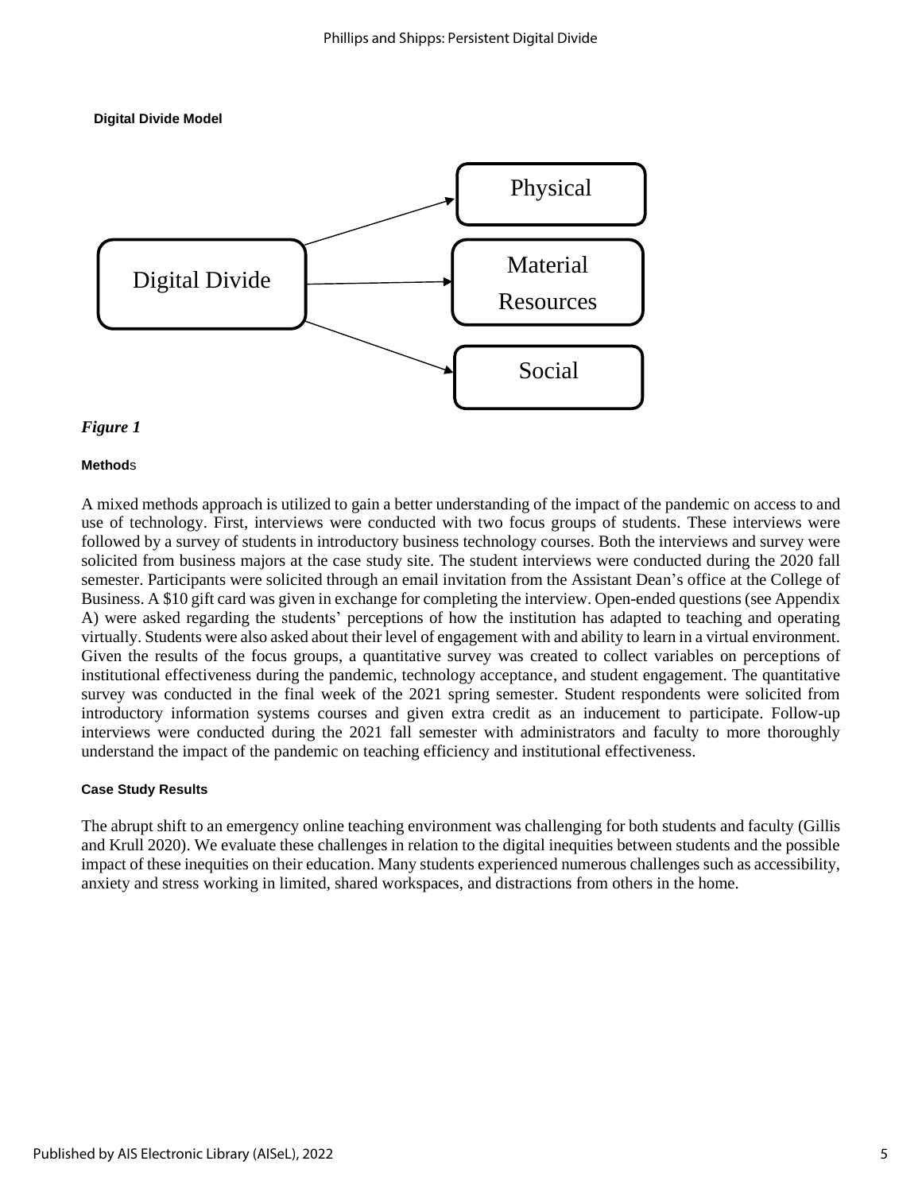**Digital Divide Model**

Digital Divide → Physical
Digital Divide → Material Resources
Digital Divide → Social

*Figure 1*

**Methods**

A mixed methods approach is utilized to gain a better understanding of the impact of the pandemic on access to and use of technology. First, interviews were conducted with two focus groups of students. These interviews were followed by a survey of students in introductory business technology courses. Both the interviews and survey were solicited from business majors at the case study site. The student interviews were conducted during the 2020 fall semester. Participants were solicited through an email invitation from the Assistant Dean's office at the College of Business. A $10 gift card was given in exchange for completing the interview. Open-ended questions (see Appendix A) were asked regarding the students' perceptions of how the institution has adapted to teaching and operating virtually. Students were also asked about their level of engagement with and ability to learn in a virtual environment. Given the results of the focus groups, a quantitative survey was created to collect variables on perceptions of institutional effectiveness during the pandemic, technology acceptance, and student engagement. The quantitative survey was conducted in the final week of the 2021 spring semester. Student respondents were solicited from introductory information systems courses and given extra credit as an inducement to participate. Follow-up interviews were conducted during the 2021 fall semester with administrators and faculty to more thoroughly understand the impact of the pandemic on teaching efficiency and institutional effectiveness.

**Case Study Results**

The abrupt shift to an emergency online teaching environment was challenging for both students and faculty (Gillis and Krull 2020). We evaluate these challenges in relation to the digital inequities between students and the possible impact of these inequities on their education. Many students experienced numerous challenges such as accessibility, anxiety and stress working in limited, shared workspaces, and distractions from others in the home.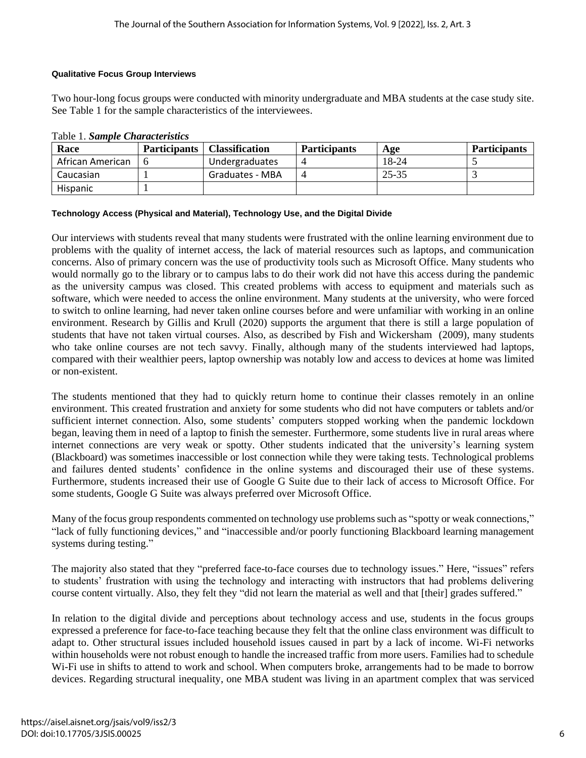#### Qualitative Focus Group Interviews

Two hour-long focus groups were conducted with minority undergraduate and MBA students at the case study site. See Table 1 for the sample characteristics of the interviewees.

Table 1. ***Sample Characteristics***

| Race | Participants | Classification | Participants | Age | Participants |
|---|---|---|---|---|---|
| African American | 6 | Undergraduates | 4 | 18-24 | 5 |
| Caucasian | 1 | Graduates - MBA | 4 | 25-35 | 3 |
| Hispanic | 1 | | | | |

#### Technology Access (Physical and Material), Technology Use, and the Digital Divide

Our interviews with students reveal that many students were frustrated with the online learning environment due to problems with the quality of internet access, the lack of material resources such as laptops, and communication concerns. Also of primary concern was the use of productivity tools such as Microsoft Office. Many students who would normally go to the library or to campus labs to do their work did not have this access during the pandemic as the university campus was closed. This created problems with access to equipment and materials such as software, which were needed to access the online environment. Many students at the university, who were forced to switch to online learning, had never taken online courses before and were unfamiliar with working in an online environment. Research by Gillis and Krull (2020) supports the argument that there is still a large population of students that have not taken virtual courses. Also, as described by Fish and Wickersham (2009), many students who take online courses are not tech savvy. Finally, although many of the students interviewed had laptops, compared with their wealthier peers, laptop ownership was notably low and access to devices at home was limited or non-existent.

The students mentioned that they had to quickly return home to continue their classes remotely in an online environment. This created frustration and anxiety for some students who did not have computers or tablets and/or sufficient internet connection. Also, some students' computers stopped working when the pandemic lockdown began, leaving them in need of a laptop to finish the semester. Furthermore, some students live in rural areas where internet connections are very weak or spotty. Other students indicated that the university's learning system (Blackboard) was sometimes inaccessible or lost connection while they were taking tests. Technological problems and failures dented students' confidence in the online systems and discouraged their use of these systems. Furthermore, students increased their use of Google G Suite due to their lack of access to Microsoft Office. For some students, Google G Suite was always preferred over Microsoft Office.

Many of the focus group respondents commented on technology use problems such as "spotty or weak connections," "lack of fully functioning devices," and "inaccessible and/or poorly functioning Blackboard learning management systems during testing."

The majority also stated that they "preferred face-to-face courses due to technology issues." Here, "issues" refers to students' frustration with using the technology and interacting with instructors that had problems delivering course content virtually. Also, they felt they "did not learn the material as well and that [their] grades suffered."

In relation to the digital divide and perceptions about technology access and use, students in the focus groups expressed a preference for face-to-face teaching because they felt that the online class environment was difficult to adapt to. Other structural issues included household issues caused in part by a lack of income. Wi-Fi networks within households were not robust enough to handle the increased traffic from more users. Families had to schedule Wi-Fi use in shifts to attend to work and school. When computers broke, arrangements had to be made to borrow devices. Regarding structural inequality, one MBA student was living in an apartment complex that was serviced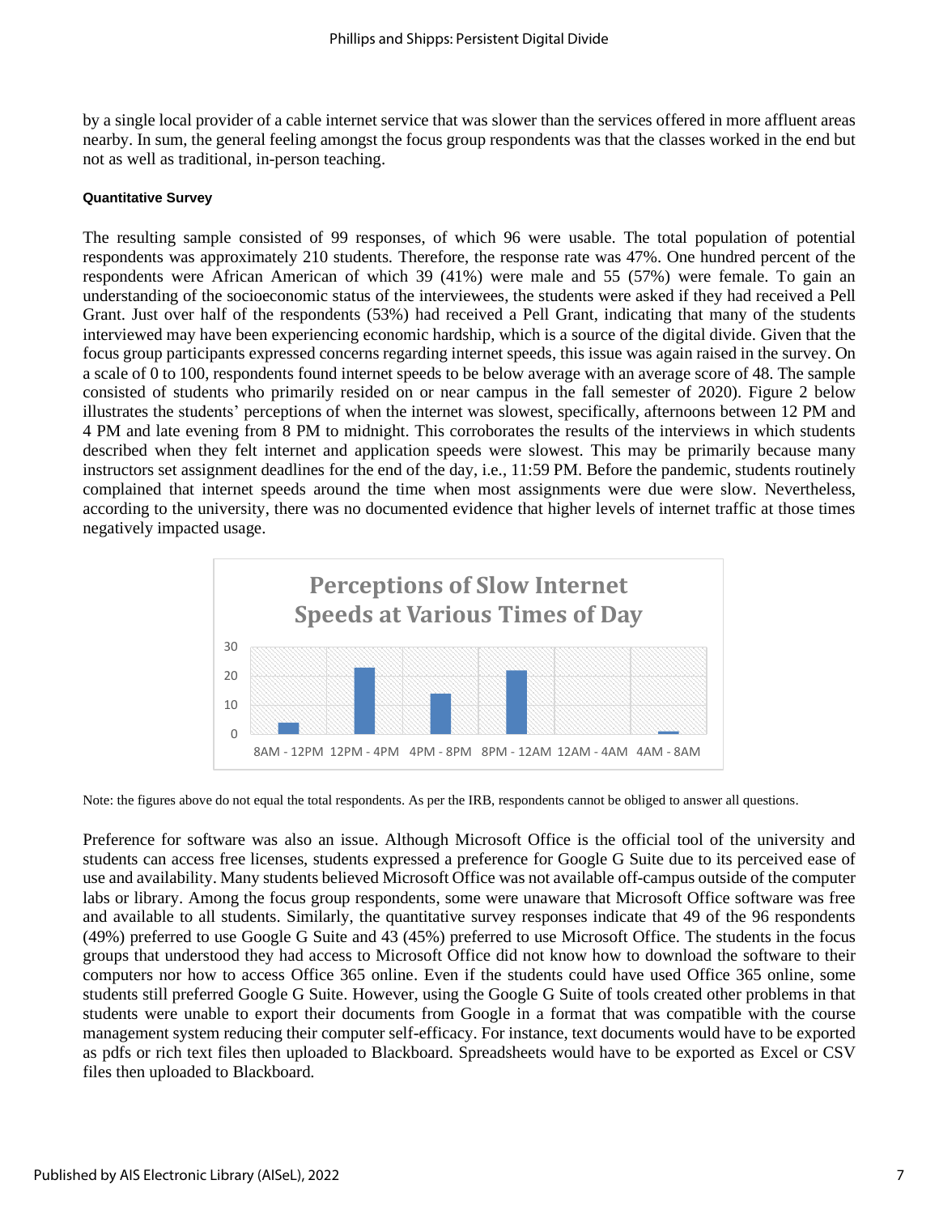by a single local provider of a cable internet service that was slower than the services offered in more affluent areas nearby. In sum, the general feeling amongst the focus group respondents was that the classes worked in the end but not as well as traditional, in-person teaching.

#### Quantitative Survey

The resulting sample consisted of 99 responses, of which 96 were usable. The total population of potential respondents was approximately 210 students. Therefore, the response rate was 47%. One hundred percent of the respondents were African American of which 39 (41%) were male and 55 (57%) were female. To gain an understanding of the socioeconomic status of the interviewees, the students were asked if they had received a Pell Grant. Just over half of the respondents (53%) had received a Pell Grant, indicating that many of the students interviewed may have been experiencing economic hardship, which is a source of the digital divide. Given that the focus group participants expressed concerns regarding internet speeds, this issue was again raised in the survey. On a scale of 0 to 100, respondents found internet speeds to be below average with an average score of 48. The sample consisted of students who primarily resided on or near campus in the fall semester of 2020). Figure 2 below illustrates the students' perceptions of when the internet was slowest, specifically, afternoons between 12 PM and 4 PM and late evening from 8 PM to midnight. This corroborates the results of the interviews in which students described when they felt internet and application speeds were slowest. This may be primarily because many instructors set assignment deadlines for the end of the day, i.e., 11:59 PM. Before the pandemic, students routinely complained that internet speeds around the time when most assignments were due were slow. Nevertheless, according to the university, there was no documented evidence that higher levels of internet traffic at those times negatively impacted usage.

**Perceptions of Slow Internet Speeds at Various Times of Day**

| Time of Day | Responses (approx.) |
|---|---|
| 8AM - 12PM | 4 |
| 12PM - 4PM | 23 |
| 4PM - 8PM | 14 |
| 8PM - 12AM | 22 |
| 12AM - 4AM | 0 |
| 4AM - 8AM | 1 |

Note: the figures above do not equal the total respondents. As per the IRB, respondents cannot be obliged to answer all questions.

Preference for software was also an issue. Although Microsoft Office is the official tool of the university and students can access free licenses, students expressed a preference for Google G Suite due to its perceived ease of use and availability. Many students believed Microsoft Office was not available off-campus outside of the computer labs or library. Among the focus group respondents, some were unaware that Microsoft Office software was free and available to all students. Similarly, the quantitative survey responses indicate that 49 of the 96 respondents (49%) preferred to use Google G Suite and 43 (45%) preferred to use Microsoft Office. The students in the focus groups that understood they had access to Microsoft Office did not know how to download the software to their computers nor how to access Office 365 online. Even if the students could have used Office 365 online, some students still preferred Google G Suite. However, using the Google G Suite of tools created other problems in that students were unable to export their documents from Google in a format that was compatible with the course management system reducing their computer self-efficacy. For instance, text documents would have to be exported as pdfs or rich text files then uploaded to Blackboard. Spreadsheets would have to be exported as Excel or CSV files then uploaded to Blackboard.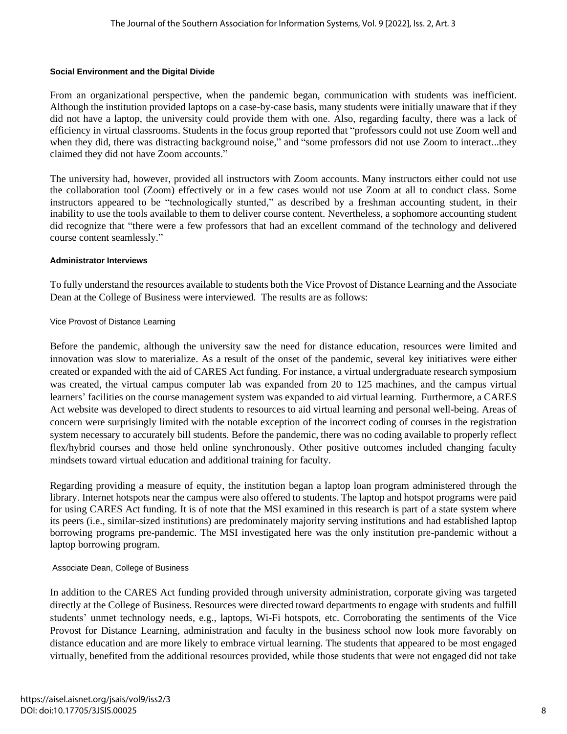#### Social Environment and the Digital Divide

From an organizational perspective, when the pandemic began, communication with students was inefficient. Although the institution provided laptops on a case-by-case basis, many students were initially unaware that if they did not have a laptop, the university could provide them with one. Also, regarding faculty, there was a lack of efficiency in virtual classrooms. Students in the focus group reported that "professors could not use Zoom well and when they did, there was distracting background noise," and "some professors did not use Zoom to interact...they claimed they did not have Zoom accounts."

The university had, however, provided all instructors with Zoom accounts. Many instructors either could not use the collaboration tool (Zoom) effectively or in a few cases would not use Zoom at all to conduct class. Some instructors appeared to be "technologically stunted," as described by a freshman accounting student, in their inability to use the tools available to them to deliver course content. Nevertheless, a sophomore accounting student did recognize that "there were a few professors that had an excellent command of the technology and delivered course content seamlessly."

#### Administrator Interviews

To fully understand the resources available to students both the Vice Provost of Distance Learning and the Associate Dean at the College of Business were interviewed. The results are as follows:

##### Vice Provost of Distance Learning

Before the pandemic, although the university saw the need for distance education, resources were limited and innovation was slow to materialize. As a result of the onset of the pandemic, several key initiatives were either created or expanded with the aid of CARES Act funding. For instance, a virtual undergraduate research symposium was created, the virtual campus computer lab was expanded from 20 to 125 machines, and the campus virtual learners' facilities on the course management system was expanded to aid virtual learning. Furthermore, a CARES Act website was developed to direct students to resources to aid virtual learning and personal well-being. Areas of concern were surprisingly limited with the notable exception of the incorrect coding of courses in the registration system necessary to accurately bill students. Before the pandemic, there was no coding available to properly reflect flex/hybrid courses and those held online synchronously. Other positive outcomes included changing faculty mindsets toward virtual education and additional training for faculty.

Regarding providing a measure of equity, the institution began a laptop loan program administered through the library. Internet hotspots near the campus were also offered to students. The laptop and hotspot programs were paid for using CARES Act funding. It is of note that the MSI examined in this research is part of a state system where its peers (i.e., similar-sized institutions) are predominately majority serving institutions and had established laptop borrowing programs pre-pandemic. The MSI investigated here was the only institution pre-pandemic without a laptop borrowing program.

##### Associate Dean, College of Business

In addition to the CARES Act funding provided through university administration, corporate giving was targeted directly at the College of Business. Resources were directed toward departments to engage with students and fulfill students' unmet technology needs, e.g., laptops, Wi-Fi hotspots, etc. Corroborating the sentiments of the Vice Provost for Distance Learning, administration and faculty in the business school now look more favorably on distance education and are more likely to embrace virtual learning. The students that appeared to be most engaged virtually, benefited from the additional resources provided, while those students that were not engaged did not take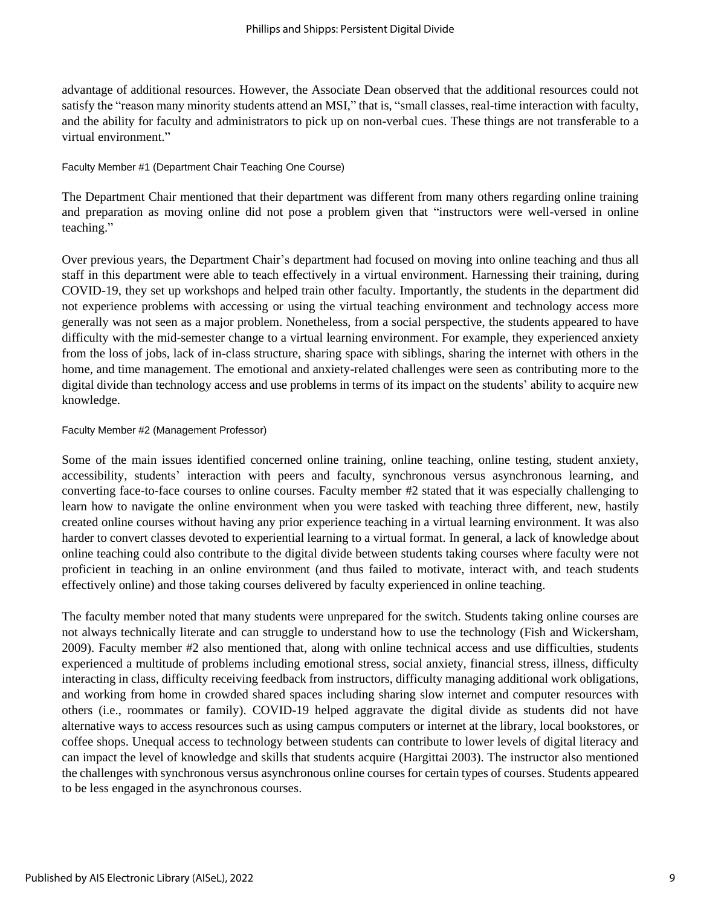advantage of additional resources. However, the Associate Dean observed that the additional resources could not satisfy the "reason many minority students attend an MSI," that is, "small classes, real-time interaction with faculty, and the ability for faculty and administrators to pick up on non-verbal cues. These things are not transferable to a virtual environment."

#### Faculty Member #1 (Department Chair Teaching One Course)

The Department Chair mentioned that their department was different from many others regarding online training and preparation as moving online did not pose a problem given that "instructors were well-versed in online teaching."

Over previous years, the Department Chair's department had focused on moving into online teaching and thus all staff in this department were able to teach effectively in a virtual environment. Harnessing their training, during COVID-19, they set up workshops and helped train other faculty. Importantly, the students in the department did not experience problems with accessing or using the virtual teaching environment and technology access more generally was not seen as a major problem. Nonetheless, from a social perspective, the students appeared to have difficulty with the mid-semester change to a virtual learning environment. For example, they experienced anxiety from the loss of jobs, lack of in-class structure, sharing space with siblings, sharing the internet with others in the home, and time management. The emotional and anxiety-related challenges were seen as contributing more to the digital divide than technology access and use problems in terms of its impact on the students' ability to acquire new knowledge.

#### Faculty Member #2 (Management Professor)

Some of the main issues identified concerned online training, online teaching, online testing, student anxiety, accessibility, students' interaction with peers and faculty, synchronous versus asynchronous learning, and converting face-to-face courses to online courses. Faculty member #2 stated that it was especially challenging to learn how to navigate the online environment when you were tasked with teaching three different, new, hastily created online courses without having any prior experience teaching in a virtual learning environment. It was also harder to convert classes devoted to experiential learning to a virtual format. In general, a lack of knowledge about online teaching could also contribute to the digital divide between students taking courses where faculty were not proficient in teaching in an online environment (and thus failed to motivate, interact with, and teach students effectively online) and those taking courses delivered by faculty experienced in online teaching.

The faculty member noted that many students were unprepared for the switch. Students taking online courses are not always technically literate and can struggle to understand how to use the technology (Fish and Wickersham, 2009). Faculty member #2 also mentioned that, along with online technical access and use difficulties, students experienced a multitude of problems including emotional stress, social anxiety, financial stress, illness, difficulty interacting in class, difficulty receiving feedback from instructors, difficulty managing additional work obligations, and working from home in crowded shared spaces including sharing slow internet and computer resources with others (i.e., roommates or family). COVID-19 helped aggravate the digital divide as students did not have alternative ways to access resources such as using campus computers or internet at the library, local bookstores, or coffee shops. Unequal access to technology between students can contribute to lower levels of digital literacy and can impact the level of knowledge and skills that students acquire (Hargittai 2003). The instructor also mentioned the challenges with synchronous versus asynchronous online courses for certain types of courses. Students appeared to be less engaged in the asynchronous courses.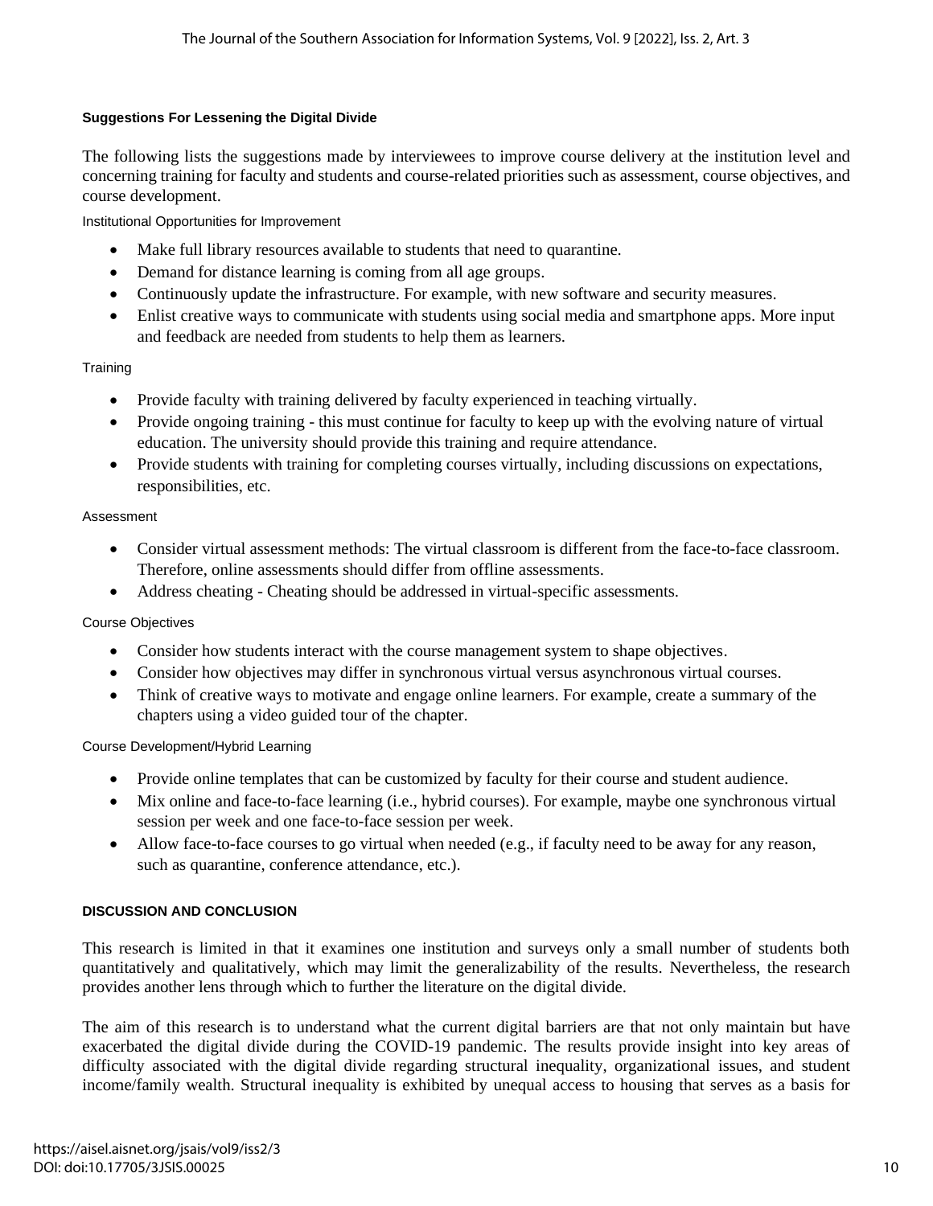#### Suggestions For Lessening the Digital Divide

The following lists the suggestions made by interviewees to improve course delivery at the institution level and concerning training for faculty and students and course-related priorities such as assessment, course objectives, and course development.

##### Institutional Opportunities for Improvement

- Make full library resources available to students that need to quarantine.
- Demand for distance learning is coming from all age groups.
- Continuously update the infrastructure. For example, with new software and security measures.
- Enlist creative ways to communicate with students using social media and smartphone apps. More input and feedback are needed from students to help them as learners.

##### Training

- Provide faculty with training delivered by faculty experienced in teaching virtually.
- Provide ongoing training - this must continue for faculty to keep up with the evolving nature of virtual education. The university should provide this training and require attendance.
- Provide students with training for completing courses virtually, including discussions on expectations, responsibilities, etc.

##### Assessment

- Consider virtual assessment methods: The virtual classroom is different from the face-to-face classroom. Therefore, online assessments should differ from offline assessments.
- Address cheating - Cheating should be addressed in virtual-specific assessments.

##### Course Objectives

- Consider how students interact with the course management system to shape objectives.
- Consider how objectives may differ in synchronous virtual versus asynchronous virtual courses.
- Think of creative ways to motivate and engage online learners. For example, create a summary of the chapters using a video guided tour of the chapter.

##### Course Development/Hybrid Learning

- Provide online templates that can be customized by faculty for their course and student audience.
- Mix online and face-to-face learning (i.e., hybrid courses). For example, maybe one synchronous virtual session per week and one face-to-face session per week.
- Allow face-to-face courses to go virtual when needed (e.g., if faculty need to be away for any reason, such as quarantine, conference attendance, etc.).

## DISCUSSION AND CONCLUSION

This research is limited in that it examines one institution and surveys only a small number of students both quantitatively and qualitatively, which may limit the generalizability of the results. Nevertheless, the research provides another lens through which to further the literature on the digital divide.

The aim of this research is to understand what the current digital barriers are that not only maintain but have exacerbated the digital divide during the COVID-19 pandemic. The results provide insight into key areas of difficulty associated with the digital divide regarding structural inequality, organizational issues, and student income/family wealth. Structural inequality is exhibited by unequal access to housing that serves as a basis for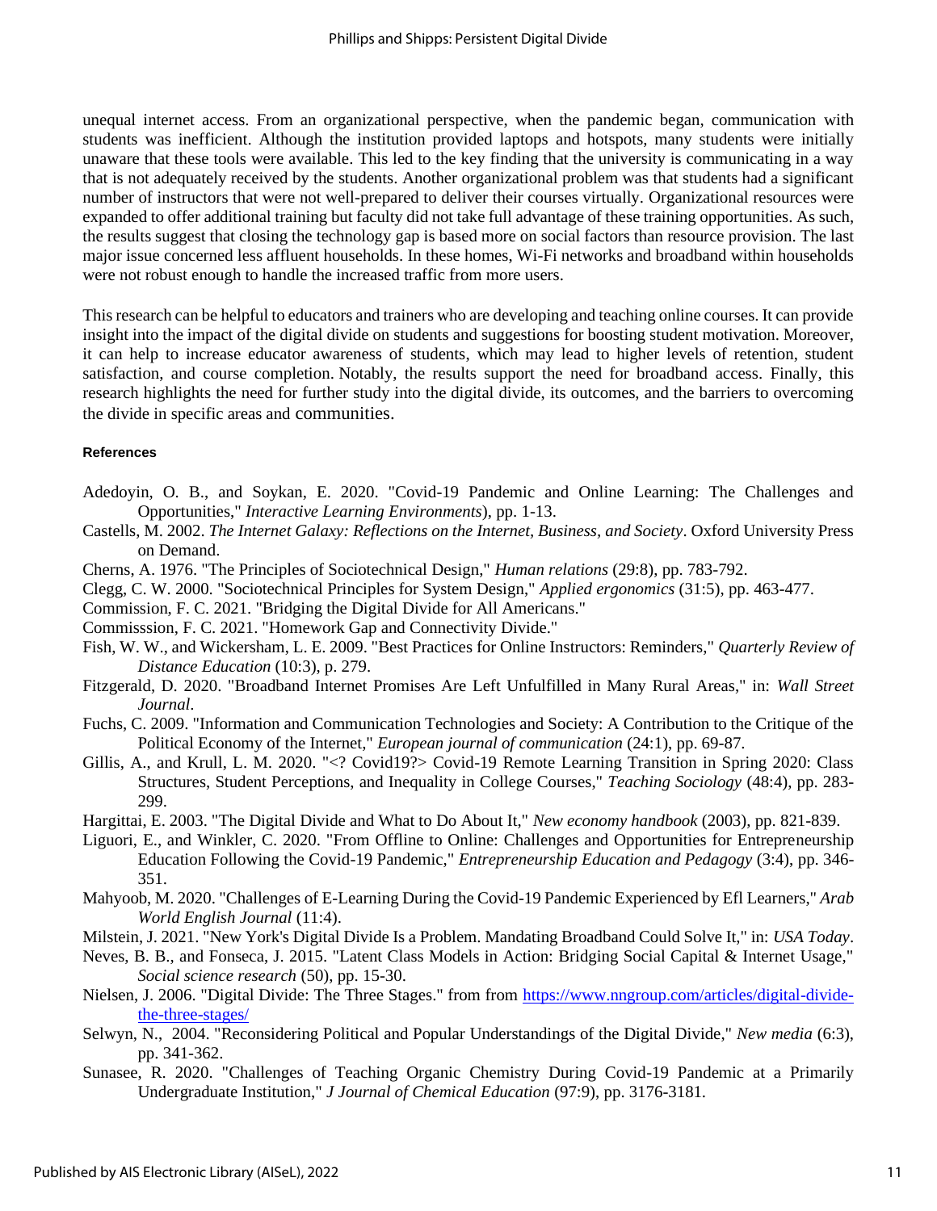unequal internet access. From an organizational perspective, when the pandemic began, communication with students was inefficient. Although the institution provided laptops and hotspots, many students were initially unaware that these tools were available. This led to the key finding that the university is communicating in a way that is not adequately received by the students. Another organizational problem was that students had a significant number of instructors that were not well-prepared to deliver their courses virtually. Organizational resources were expanded to offer additional training but faculty did not take full advantage of these training opportunities. As such, the results suggest that closing the technology gap is based more on social factors than resource provision. The last major issue concerned less affluent households. In these homes, Wi-Fi networks and broadband within households were not robust enough to handle the increased traffic from more users.

This research can be helpful to educators and trainers who are developing and teaching online courses. It can provide insight into the impact of the digital divide on students and suggestions for boosting student motivation. Moreover, it can help to increase educator awareness of students, which may lead to higher levels of retention, student satisfaction, and course completion. Notably, the results support the need for broadband access. Finally, this research highlights the need for further study into the digital divide, its outcomes, and the barriers to overcoming the divide in specific areas and communities.

#### References

Adedoyin, O. B., and Soykan, E. 2020. "Covid-19 Pandemic and Online Learning: The Challenges and Opportunities," *Interactive Learning Environments*), pp. 1-13.

Castells, M. 2002. *The Internet Galaxy: Reflections on the Internet, Business, and Society*. Oxford University Press on Demand.

Cherns, A. 1976. "The Principles of Sociotechnical Design," *Human relations* (29:8), pp. 783-792.

Clegg, C. W. 2000. "Sociotechnical Principles for System Design," *Applied ergonomics* (31:5), pp. 463-477.

Commission, F. C. 2021. "Bridging the Digital Divide for All Americans."

Commisssion, F. C. 2021. "Homework Gap and Connectivity Divide."

Fish, W. W., and Wickersham, L. E. 2009. "Best Practices for Online Instructors: Reminders," *Quarterly Review of Distance Education* (10:3), p. 279.

Fitzgerald, D. 2020. "Broadband Internet Promises Are Left Unfulfilled in Many Rural Areas," in: *Wall Street Journal*.

Fuchs, C. 2009. "Information and Communication Technologies and Society: A Contribution to the Critique of the Political Economy of the Internet," *European journal of communication* (24:1), pp. 69-87.

Gillis, A., and Krull, L. M. 2020. "<? Covid19?> Covid-19 Remote Learning Transition in Spring 2020: Class Structures, Student Perceptions, and Inequality in College Courses," *Teaching Sociology* (48:4), pp. 283-299.

Hargittai, E. 2003. "The Digital Divide and What to Do About It," *New economy handbook* (2003), pp. 821-839.

Liguori, E., and Winkler, C. 2020. "From Offline to Online: Challenges and Opportunities for Entrepreneurship Education Following the Covid-19 Pandemic," *Entrepreneurship Education and Pedagogy* (3:4), pp. 346-351.

Mahyoob, M. 2020. "Challenges of E-Learning During the Covid-19 Pandemic Experienced by Efl Learners," *Arab World English Journal* (11:4).

Milstein, J. 2021. "New York's Digital Divide Is a Problem. Mandating Broadband Could Solve It," in: *USA Today*.

Neves, B. B., and Fonseca, J. 2015. "Latent Class Models in Action: Bridging Social Capital & Internet Usage," *Social science research* (50), pp. 15-30.

Nielsen, J. 2006. "Digital Divide: The Three Stages." from from https://www.nngroup.com/articles/digital-divide-the-three-stages/

Selwyn, N., 2004. "Reconsidering Political and Popular Understandings of the Digital Divide," *New media* (6:3), pp. 341-362.

Sunasee, R. 2020. "Challenges of Teaching Organic Chemistry During Covid-19 Pandemic at a Primarily Undergraduate Institution," *J Journal of Chemical Education* (97:9), pp. 3176-3181.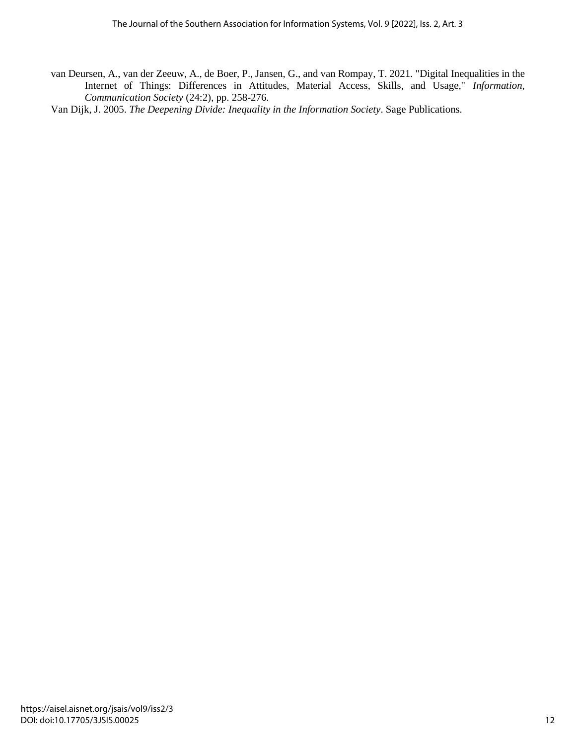van Deursen, A., van der Zeeuw, A., de Boer, P., Jansen, G., and van Rompay, T. 2021. "Digital Inequalities in the Internet of Things: Differences in Attitudes, Material Access, Skills, and Usage," *Information, Communication Society* (24:2), pp. 258-276.

Van Dijk, J. 2005. *The Deepening Divide: Inequality in the Information Society*. Sage Publications.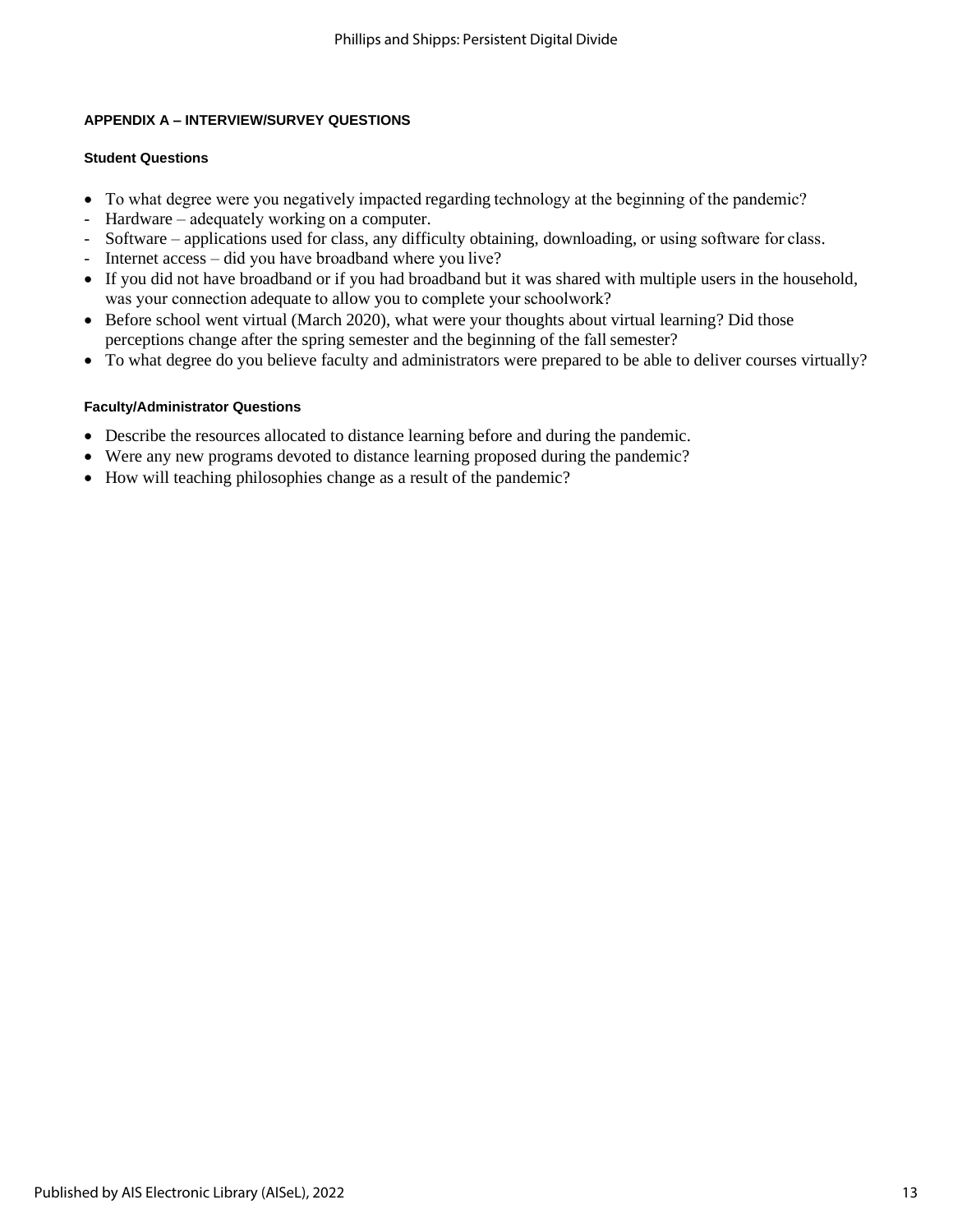## APPENDIX A – INTERVIEW/SURVEY QUESTIONS

### Student Questions

- To what degree were you negatively impacted regarding technology at the beginning of the pandemic?
  - Hardware – adequately working on a computer.
  - Software – applications used for class, any difficulty obtaining, downloading, or using software for class.
  - Internet access – did you have broadband where you live?
- If you did not have broadband or if you had broadband but it was shared with multiple users in the household, was your connection adequate to allow you to complete your schoolwork?
- Before school went virtual (March 2020), what were your thoughts about virtual learning? Did those perceptions change after the spring semester and the beginning of the fall semester?
- To what degree do you believe faculty and administrators were prepared to be able to deliver courses virtually?

### Faculty/Administrator Questions

- Describe the resources allocated to distance learning before and during the pandemic.
- Were any new programs devoted to distance learning proposed during the pandemic?
- How will teaching philosophies change as a result of the pandemic?